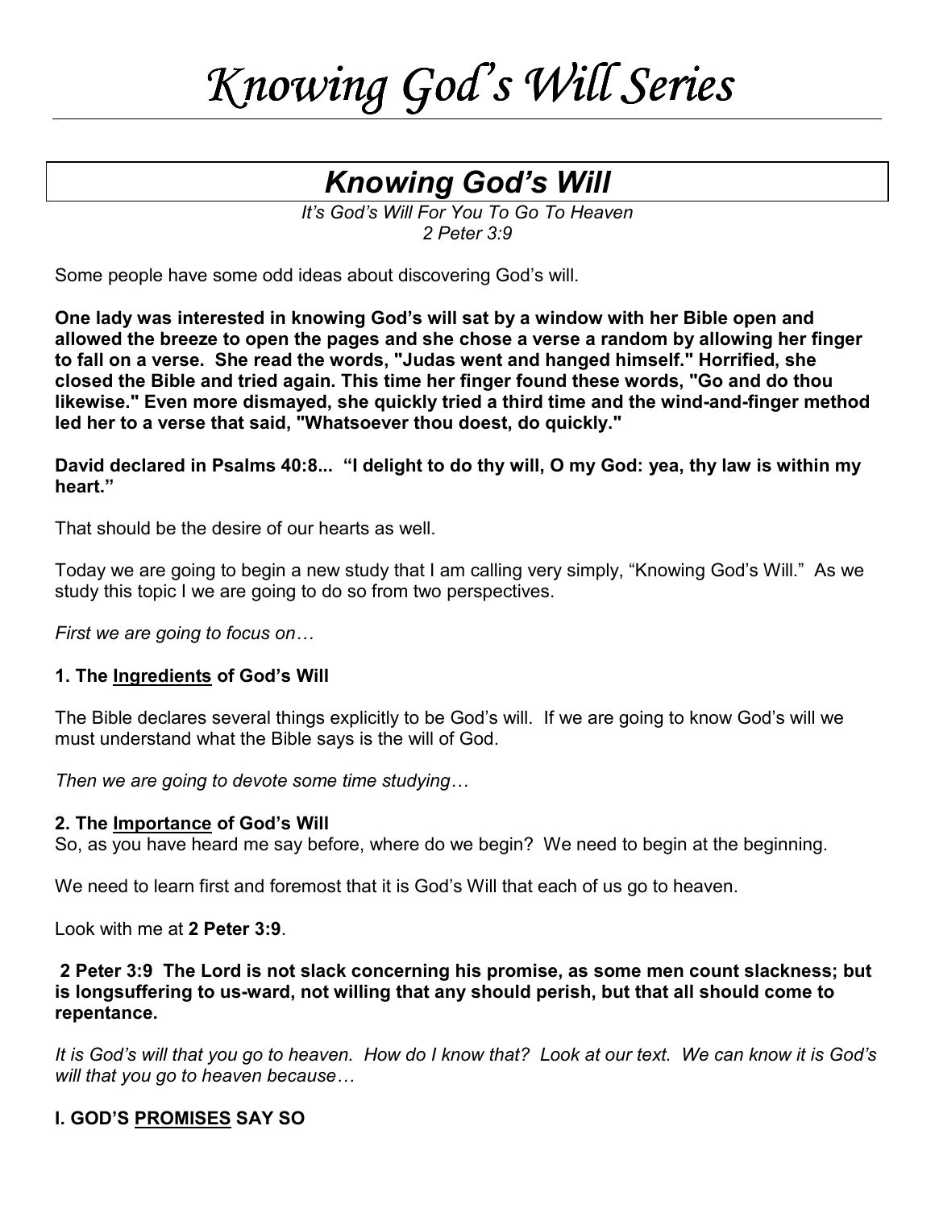# *Knowing God's Will Series*

## *Knowing God's Will*

*It's God's Will For You To Go To Heaven*
*2 Peter 3:9*

Some people have some odd ideas about discovering God's will.

**One lady was interested in knowing God's will sat by a window with her Bible open and allowed the breeze to open the pages and she chose a verse a random by allowing her finger to fall on a verse. She read the words, "Judas went and hanged himself." Horrified, she closed the Bible and tried again. This time her finger found these words, "Go and do thou likewise." Even more dismayed, she quickly tried a third time and the wind-and-finger method led her to a verse that said, "Whatsoever thou doest, do quickly."**

**David declared in Psalms 40:8... "I delight to do thy will, O my God: yea, thy law is within my heart."**

That should be the desire of our hearts as well.

Today we are going to begin a new study that I am calling very simply, "Knowing God's Will." As we study this topic I we are going to do so from two perspectives.

*First we are going to focus on…*

**1. The Ingredients of God's Will**

The Bible declares several things explicitly to be God's will. If we are going to know God's will we must understand what the Bible says is the will of God.

*Then we are going to devote some time studying…*

**2. The Importance of God's Will**

So, as you have heard me say before, where do we begin? We need to begin at the beginning.

We need to learn first and foremost that it is God's Will that each of us go to heaven.

Look with me at **2 Peter 3:9**.

**2 Peter 3:9 The Lord is not slack concerning his promise, as some men count slackness; but is longsuffering to us-ward, not willing that any should perish, but that all should come to repentance.**

*It is God's will that you go to heaven. How do I know that? Look at our text. We can know it is God's will that you go to heaven because…*

**I. GOD'S PROMISES SAY SO**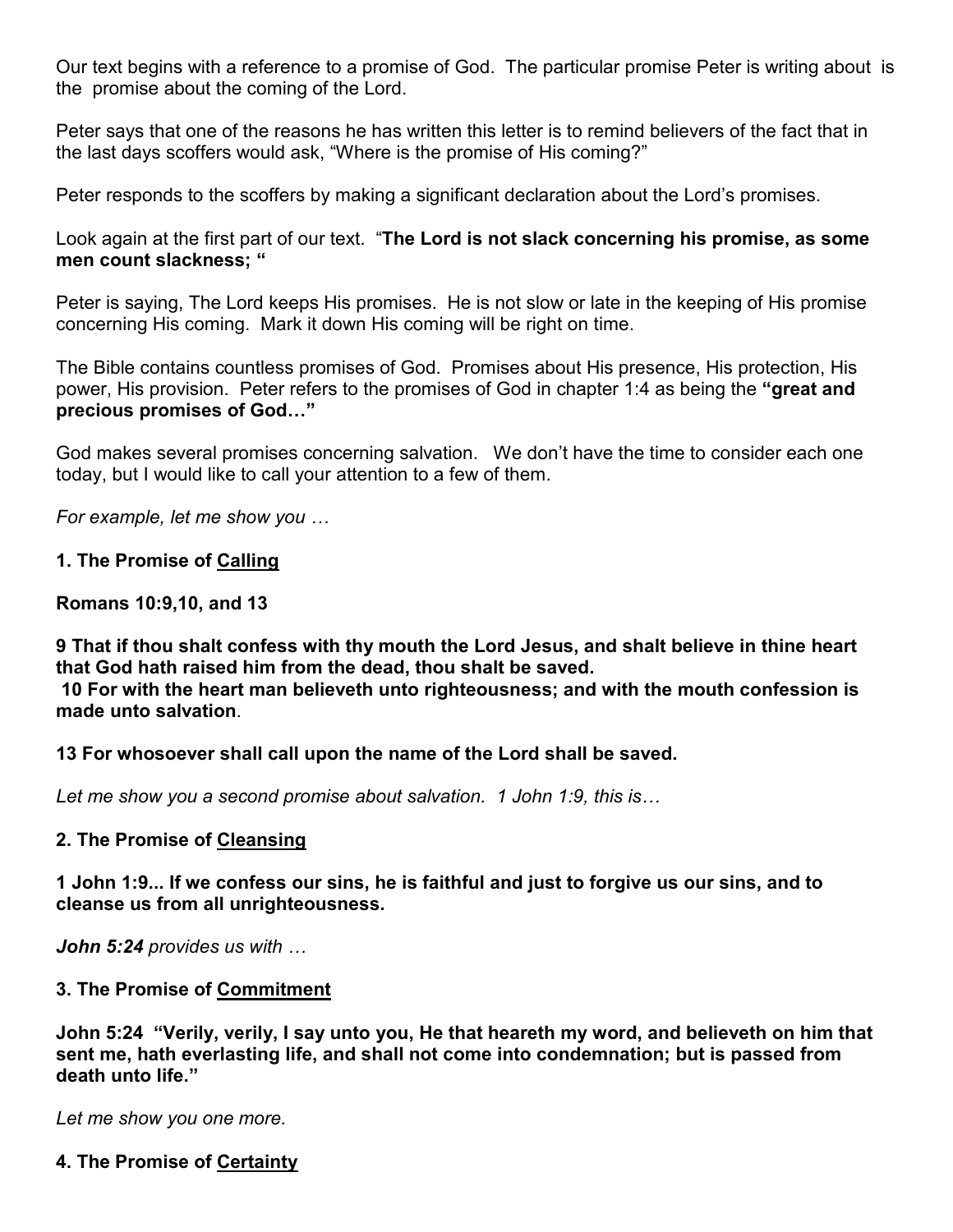Our text begins with a reference to a promise of God. The particular promise Peter is writing about is the promise about the coming of the Lord.

Peter says that one of the reasons he has written this letter is to remind believers of the fact that in the last days scoffers would ask, "Where is the promise of His coming?"

Peter responds to the scoffers by making a significant declaration about the Lord's promises.

Look again at the first part of our text. "**The Lord is not slack concerning his promise, as some men count slackness; "**

Peter is saying, The Lord keeps His promises. He is not slow or late in the keeping of His promise concerning His coming. Mark it down His coming will be right on time.

The Bible contains countless promises of God. Promises about His presence, His protection, His power, His provision. Peter refers to the promises of God in chapter 1:4 as being the **"great and precious promises of God…"**

God makes several promises concerning salvation. We don't have the time to consider each one today, but I would like to call your attention to a few of them.

*For example, let me show you …*

**1. The Promise of <u>Calling</u>**

**Romans 10:9,10, and 13**

**9 That if thou shalt confess with thy mouth the Lord Jesus, and shalt believe in thine heart that God hath raised him from the dead, thou shalt be saved.**
**10 For with the heart man believeth unto righteousness; and with the mouth confession is made unto salvation**.

**13 For whosoever shall call upon the name of the Lord shall be saved.**

*Let me show you a second promise about salvation. 1 John 1:9, this is…*

**2. The Promise of <u>Cleansing</u>**

**1 John 1:9... If we confess our sins, he is faithful and just to forgive us our sins, and to cleanse us from all unrighteousness.**

***John 5:24*** *provides us with …*

**3. The Promise of <u>Commitment</u>**

**John 5:24 "Verily, verily, I say unto you, He that heareth my word, and believeth on him that sent me, hath everlasting life, and shall not come into condemnation; but is passed from death unto life."**

*Let me show you one more.*

**4. The Promise of <u>Certainty</u>**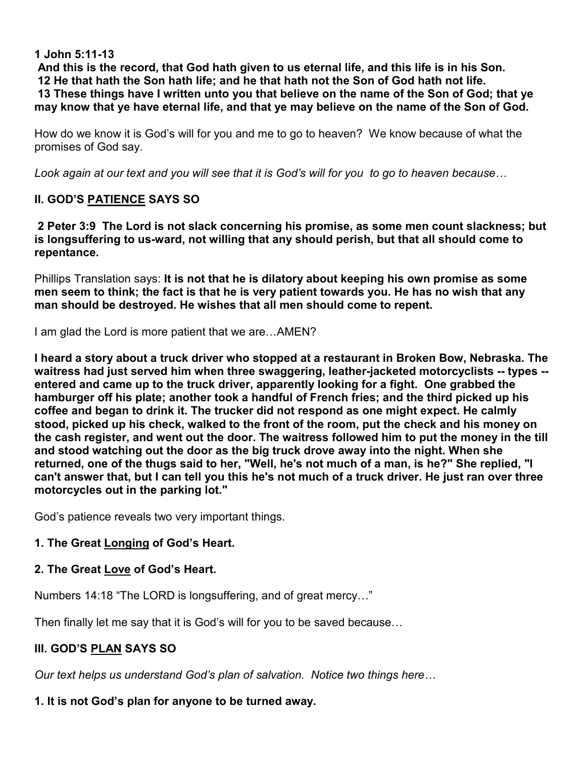**1 John 5:11-13**
**And this is the record, that God hath given to us eternal life, and this life is in his Son.**
**12 He that hath the Son hath life; and he that hath not the Son of God hath not life.**
**13 These things have I written unto you that believe on the name of the Son of God; that ye may know that ye have eternal life, and that ye may believe on the name of the Son of God.**

How do we know it is God's will for you and me to go to heaven? We know because of what the promises of God say.

*Look again at our text and you will see that it is God's will for you to go to heaven because…*

## II. GOD'S PATIENCE SAYS SO

**2 Peter 3:9 The Lord is not slack concerning his promise, as some men count slackness; but is longsuffering to us-ward, not willing that any should perish, but that all should come to repentance.**

Phillips Translation says: **It is not that he is dilatory about keeping his own promise as some men seem to think; the fact is that he is very patient towards you. He has no wish that any man should be destroyed. He wishes that all men should come to repent.**

I am glad the Lord is more patient that we are…AMEN?

**I heard a story about a truck driver who stopped at a restaurant in Broken Bow, Nebraska. The waitress had just served him when three swaggering, leather-jacketed motorcyclists -- types -- entered and came up to the truck driver, apparently looking for a fight. One grabbed the hamburger off his plate; another took a handful of French fries; and the third picked up his coffee and began to drink it. The trucker did not respond as one might expect. He calmly stood, picked up his check, walked to the front of the room, put the check and his money on the cash register, and went out the door. The waitress followed him to put the money in the till and stood watching out the door as the big truck drove away into the night. When she returned, one of the thugs said to her, "Well, he's not much of a man, is he?" She replied, "I can't answer that, but I can tell you this he's not much of a truck driver. He just ran over three motorcycles out in the parking lot."**

God's patience reveals two very important things.

**1. The Great Longing of God's Heart.**

**2. The Great Love of God's Heart.**

Numbers 14:18 "The LORD is longsuffering, and of great mercy…"

Then finally let me say that it is God's will for you to be saved because…

## III. GOD'S PLAN SAYS SO

*Our text helps us understand God's plan of salvation. Notice two things here…*

**1. It is not God's plan for anyone to be turned away.**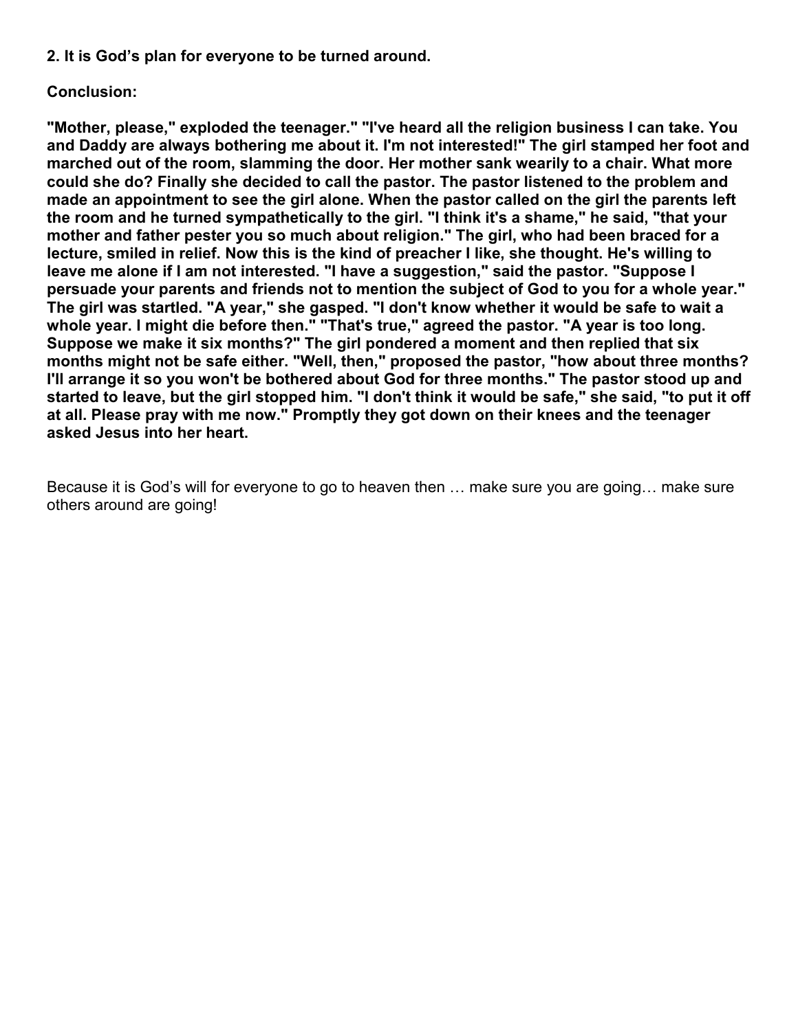**2. It is God's plan for everyone to be turned around.**

**Conclusion:**

**"Mother, please," exploded the teenager." "I've heard all the religion business I can take. You and Daddy are always bothering me about it. I'm not interested!" The girl stamped her foot and marched out of the room, slamming the door. Her mother sank wearily to a chair. What more could she do? Finally she decided to call the pastor. The pastor listened to the problem and made an appointment to see the girl alone. When the pastor called on the girl the parents left the room and he turned sympathetically to the girl. "I think it's a shame," he said, "that your mother and father pester you so much about religion." The girl, who had been braced for a lecture, smiled in relief. Now this is the kind of preacher I like, she thought. He's willing to leave me alone if I am not interested. "I have a suggestion," said the pastor. "Suppose I persuade your parents and friends not to mention the subject of God to you for a whole year." The girl was startled. "A year," she gasped. "I don't know whether it would be safe to wait a whole year. I might die before then." "That's true," agreed the pastor. "A year is too long. Suppose we make it six months?" The girl pondered a moment and then replied that six months might not be safe either. "Well, then," proposed the pastor, "how about three months? I'll arrange it so you won't be bothered about God for three months." The pastor stood up and started to leave, but the girl stopped him. "I don't think it would be safe," she said, "to put it off at all. Please pray with me now." Promptly they got down on their knees and the teenager asked Jesus into her heart.**

Because it is God's will for everyone to go to heaven then … make sure you are going… make sure others around are going!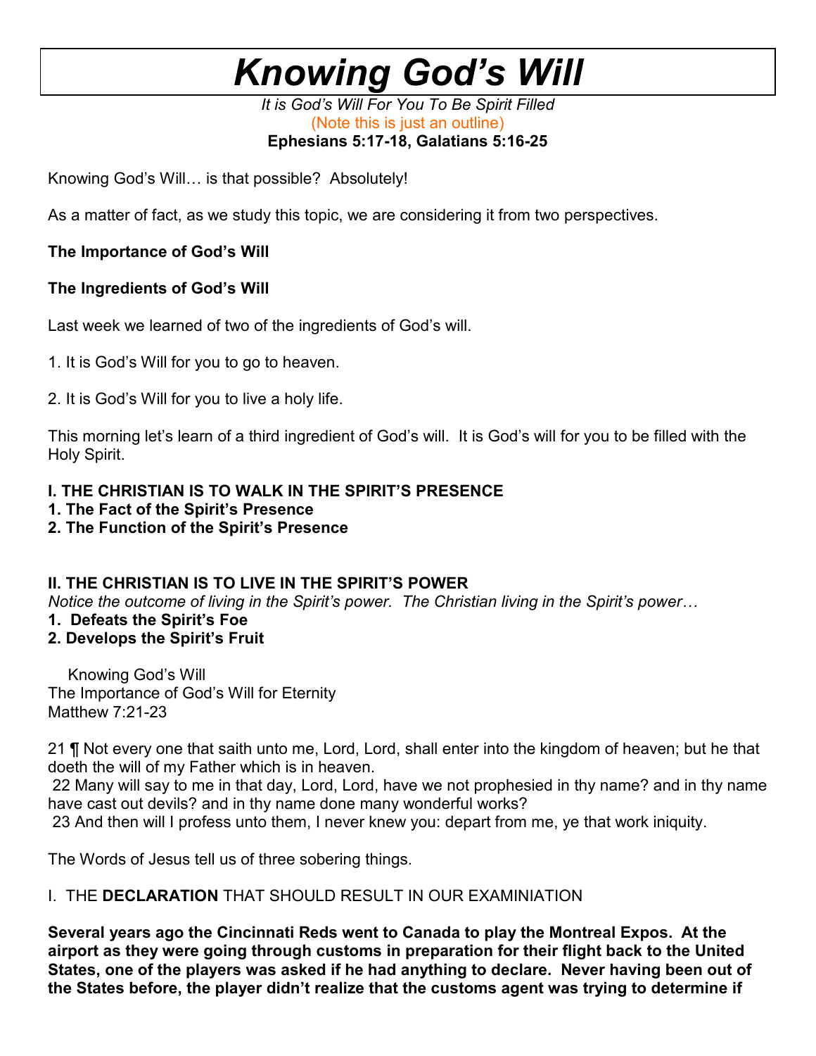# Knowing God's Will

*It is God's Will For You To Be Spirit Filled*

(Note this is just an outline)

**Ephesians 5:17-18, Galatians 5:16-25**

Knowing God's Will… is that possible? Absolutely!

As a matter of fact, as we study this topic, we are considering it from two perspectives.

**The Importance of God's Will**

**The Ingredients of God's Will**

Last week we learned of two of the ingredients of God's will.

1. It is God's Will for you to go to heaven.

2. It is God's Will for you to live a holy life.

This morning let's learn of a third ingredient of God's will. It is God's will for you to be filled with the Holy Spirit.

**I. THE CHRISTIAN IS TO WALK IN THE SPIRIT'S PRESENCE**
**1. The Fact of the Spirit's Presence**
**2. The Function of the Spirit's Presence**

**II. THE CHRISTIAN IS TO LIVE IN THE SPIRIT'S POWER**

*Notice the outcome of living in the Spirit's power. The Christian living in the Spirit's power…*

**1. Defeats the Spirit's Foe**
**2. Develops the Spirit's Fruit**

Knowing God's Will
The Importance of God's Will for Eternity
Matthew 7:21-23

21 ¶ Not every one that saith unto me, Lord, Lord, shall enter into the kingdom of heaven; but he that doeth the will of my Father which is in heaven.
22 Many will say to me in that day, Lord, Lord, have we not prophesied in thy name? and in thy name have cast out devils? and in thy name done many wonderful works?
23 And then will I profess unto them, I never knew you: depart from me, ye that work iniquity.

The Words of Jesus tell us of three sobering things.

I. THE **DECLARATION** THAT SHOULD RESULT IN OUR EXAMINIATION

**Several years ago the Cincinnati Reds went to Canada to play the Montreal Expos. At the airport as they were going through customs in preparation for their flight back to the United States, one of the players was asked if he had anything to declare. Never having been out of the States before, the player didn't realize that the customs agent was trying to determine if**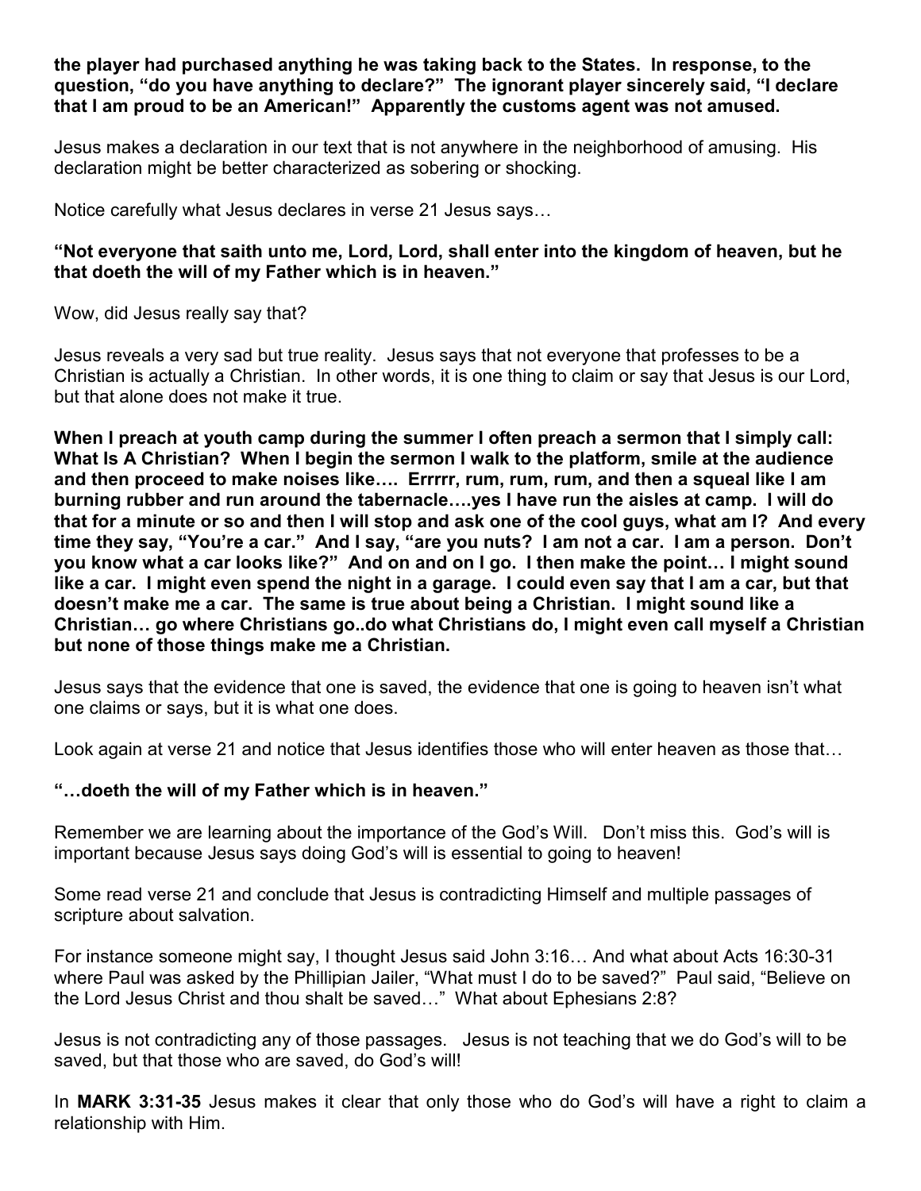**the player had purchased anything he was taking back to the States. In response, to the question, "do you have anything to declare?" The ignorant player sincerely said, "I declare that I am proud to be an American!" Apparently the customs agent was not amused.**

Jesus makes a declaration in our text that is not anywhere in the neighborhood of amusing. His declaration might be better characterized as sobering or shocking.

Notice carefully what Jesus declares in verse 21 Jesus says…

**"Not everyone that saith unto me, Lord, Lord, shall enter into the kingdom of heaven, but he that doeth the will of my Father which is in heaven."**

Wow, did Jesus really say that?

Jesus reveals a very sad but true reality. Jesus says that not everyone that professes to be a Christian is actually a Christian. In other words, it is one thing to claim or say that Jesus is our Lord, but that alone does not make it true.

**When I preach at youth camp during the summer I often preach a sermon that I simply call: What Is A Christian? When I begin the sermon I walk to the platform, smile at the audience and then proceed to make noises like…. Errrrr, rum, rum, rum, and then a squeal like I am burning rubber and run around the tabernacle….yes I have run the aisles at camp. I will do that for a minute or so and then I will stop and ask one of the cool guys, what am I? And every time they say, "You're a car." And I say, "are you nuts? I am not a car. I am a person. Don't you know what a car looks like?" And on and on I go. I then make the point… I might sound like a car. I might even spend the night in a garage. I could even say that I am a car, but that doesn't make me a car. The same is true about being a Christian. I might sound like a Christian… go where Christians go..do what Christians do, I might even call myself a Christian but none of those things make me a Christian.**

Jesus says that the evidence that one is saved, the evidence that one is going to heaven isn't what one claims or says, but it is what one does.

Look again at verse 21 and notice that Jesus identifies those who will enter heaven as those that…

**"…doeth the will of my Father which is in heaven."**

Remember we are learning about the importance of the God's Will. Don't miss this. God's will is important because Jesus says doing God's will is essential to going to heaven!

Some read verse 21 and conclude that Jesus is contradicting Himself and multiple passages of scripture about salvation.

For instance someone might say, I thought Jesus said John 3:16… And what about Acts 16:30-31 where Paul was asked by the Phillipian Jailer, "What must I do to be saved?" Paul said, "Believe on the Lord Jesus Christ and thou shalt be saved…" What about Ephesians 2:8?

Jesus is not contradicting any of those passages. Jesus is not teaching that we do God's will to be saved, but that those who are saved, do God's will!

In **MARK 3:31-35** Jesus makes it clear that only those who do God's will have a right to claim a relationship with Him.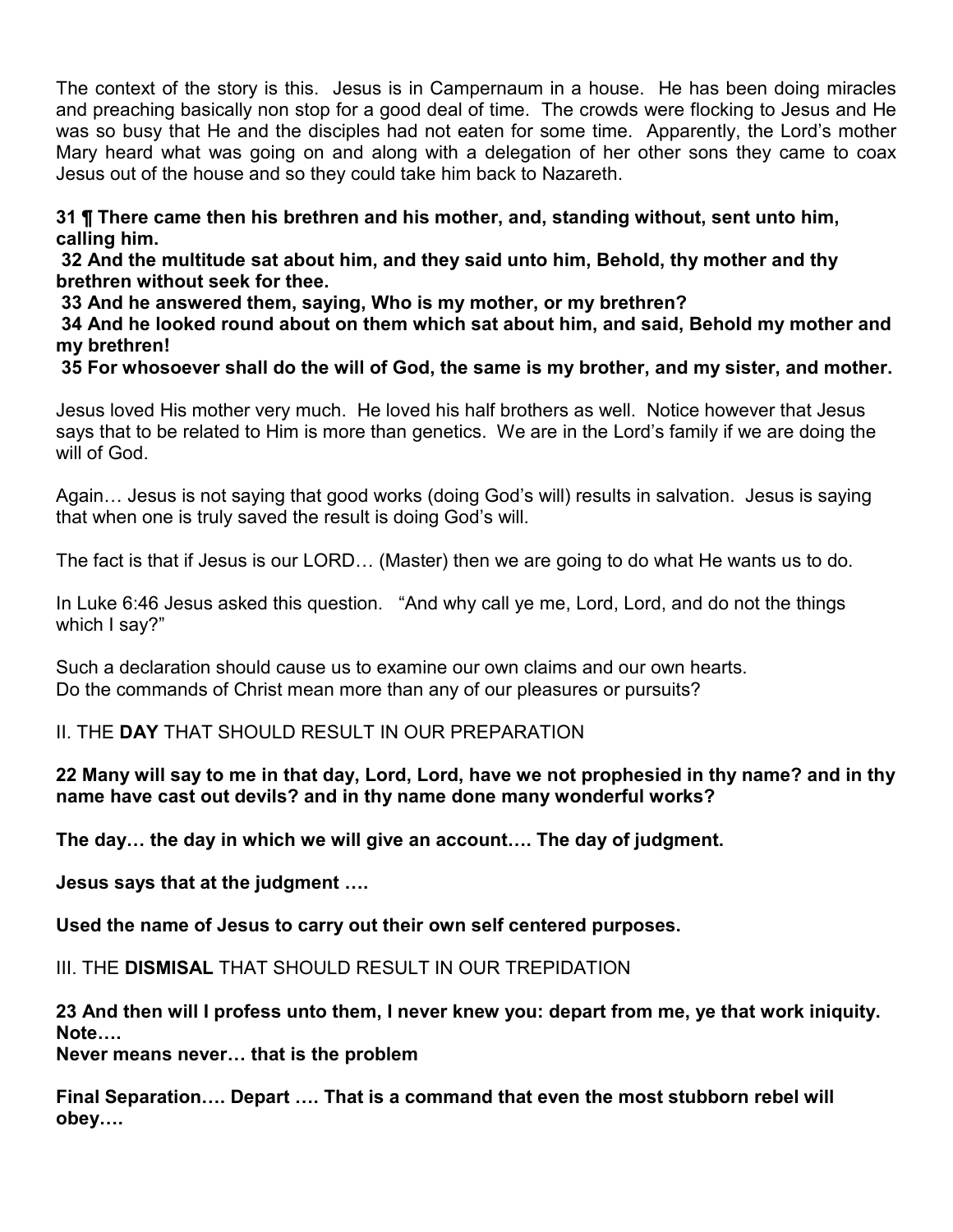The context of the story is this. Jesus is in Campernaum in a house. He has been doing miracles and preaching basically non stop for a good deal of time. The crowds were flocking to Jesus and He was so busy that He and the disciples had not eaten for some time. Apparently, the Lord's mother Mary heard what was going on and along with a delegation of her other sons they came to coax Jesus out of the house and so they could take him back to Nazareth.

**31 ¶ There came then his brethren and his mother, and, standing without, sent unto him, calling him.**
**32 And the multitude sat about him, and they said unto him, Behold, thy mother and thy brethren without seek for thee.**
**33 And he answered them, saying, Who is my mother, or my brethren?**
**34 And he looked round about on them which sat about him, and said, Behold my mother and my brethren!**
**35 For whosoever shall do the will of God, the same is my brother, and my sister, and mother.**

Jesus loved His mother very much. He loved his half brothers as well. Notice however that Jesus says that to be related to Him is more than genetics. We are in the Lord's family if we are doing the will of God.

Again… Jesus is not saying that good works (doing God's will) results in salvation. Jesus is saying that when one is truly saved the result is doing God's will.

The fact is that if Jesus is our LORD… (Master) then we are going to do what He wants us to do.

In Luke 6:46 Jesus asked this question. "And why call ye me, Lord, Lord, and do not the things which I say?"

Such a declaration should cause us to examine our own claims and our own hearts.
Do the commands of Christ mean more than any of our pleasures or pursuits?

## II. THE **DAY** THAT SHOULD RESULT IN OUR PREPARATION

**22 Many will say to me in that day, Lord, Lord, have we not prophesied in thy name? and in thy name have cast out devils? and in thy name done many wonderful works?**

**The day… the day in which we will give an account…. The day of judgment.**

**Jesus says that at the judgment ….**

**Used the name of Jesus to carry out their own self centered purposes.**

## III. THE **DISMISAL** THAT SHOULD RESULT IN OUR TREPIDATION

**23 And then will I profess unto them, I never knew you: depart from me, ye that work iniquity.**
**Note….**
**Never means never… that is the problem**

**Final Separation…. Depart …. That is a command that even the most stubborn rebel will obey….**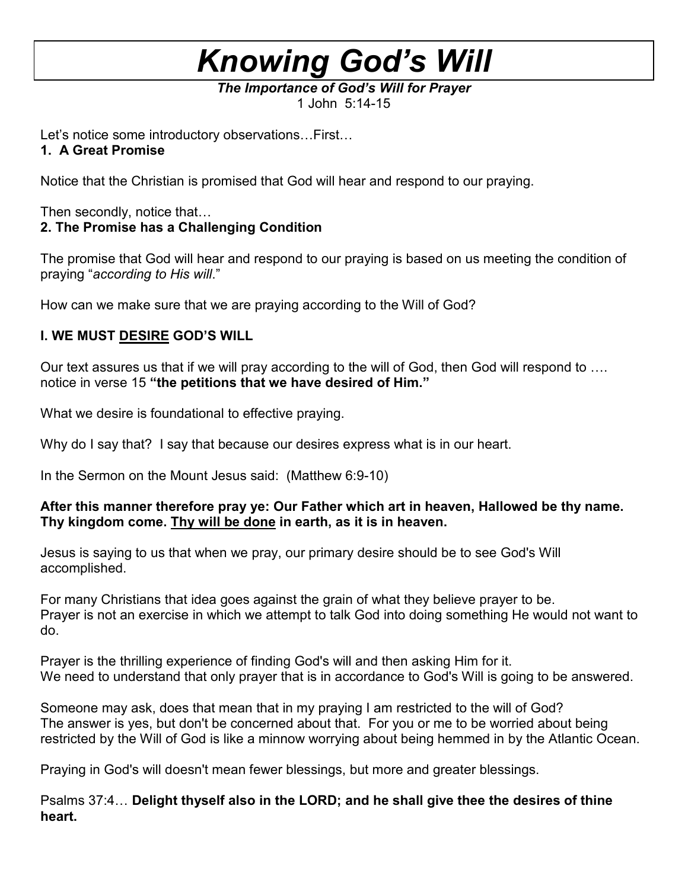# *Knowing God's Will*

***The Importance of God's Will for Prayer***

1 John 5:14-15

Let's notice some introductory observations…First…

**1. A Great Promise**

Notice that the Christian is promised that God will hear and respond to our praying.

Then secondly, notice that…

**2. The Promise has a Challenging Condition**

The promise that God will hear and respond to our praying is based on us meeting the condition of praying "*according to His will*."

How can we make sure that we are praying according to the Will of God?

**I. WE MUST <u>DESIRE</u> GOD'S WILL**

Our text assures us that if we will pray according to the will of God, then God will respond to …. notice in verse 15 **"the petitions that we have desired of Him."**

What we desire is foundational to effective praying.

Why do I say that? I say that because our desires express what is in our heart.

In the Sermon on the Mount Jesus said: (Matthew 6:9-10)

**After this manner therefore pray ye: Our Father which art in heaven, Hallowed be thy name. Thy kingdom come. <u>Thy will be done</u> in earth, as it is in heaven.**

Jesus is saying to us that when we pray, our primary desire should be to see God's Will accomplished.

For many Christians that idea goes against the grain of what they believe prayer to be.
Prayer is not an exercise in which we attempt to talk God into doing something He would not want to do.

Prayer is the thrilling experience of finding God's will and then asking Him for it.
We need to understand that only prayer that is in accordance to God's Will is going to be answered.

Someone may ask, does that mean that in my praying I am restricted to the will of God?
The answer is yes, but don't be concerned about that. For you or me to be worried about being restricted by the Will of God is like a minnow worrying about being hemmed in by the Atlantic Ocean.

Praying in God's will doesn't mean fewer blessings, but more and greater blessings.

Psalms 37:4… **Delight thyself also in the LORD; and he shall give thee the desires of thine heart.**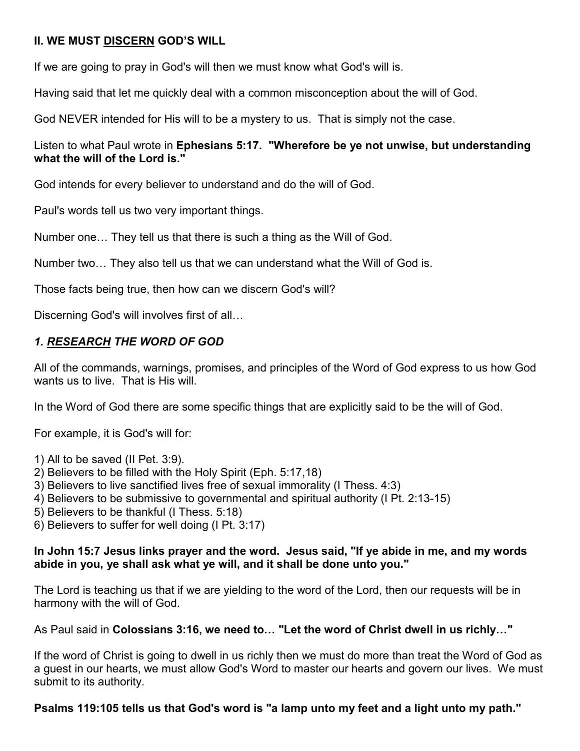## II. WE MUST <u>DISCERN</u> GOD'S WILL

If we are going to pray in God's will then we must know what God's will is.

Having said that let me quickly deal with a common misconception about the will of God.

God NEVER intended for His will to be a mystery to us. That is simply not the case.

Listen to what Paul wrote in **Ephesians 5:17. "Wherefore be ye not unwise, but understanding what the will of the Lord is."**

God intends for every believer to understand and do the will of God.

Paul's words tell us two very important things.

Number one… They tell us that there is such a thing as the Will of God.

Number two… They also tell us that we can understand what the Will of God is.

Those facts being true, then how can we discern God's will?

Discerning God's will involves first of all…

### *1. <u>RESEARCH</u> THE WORD OF GOD*

All of the commands, warnings, promises, and principles of the Word of God express to us how God wants us to live. That is His will.

In the Word of God there are some specific things that are explicitly said to be the will of God.

For example, it is God's will for:

1) All to be saved (II Pet. 3:9).
2) Believers to be filled with the Holy Spirit (Eph. 5:17,18)
3) Believers to live sanctified lives free of sexual immorality (I Thess. 4:3)
4) Believers to be submissive to governmental and spiritual authority (I Pt. 2:13-15)
5) Believers to be thankful (I Thess. 5:18)
6) Believers to suffer for well doing (I Pt. 3:17)

**In John 15:7 Jesus links prayer and the word. Jesus said, "If ye abide in me, and my words abide in you, ye shall ask what ye will, and it shall be done unto you."**

The Lord is teaching us that if we are yielding to the word of the Lord, then our requests will be in harmony with the will of God.

As Paul said in **Colossians 3:16, we need to… "Let the word of Christ dwell in us richly…"**

If the word of Christ is going to dwell in us richly then we must do more than treat the Word of God as a guest in our hearts, we must allow God's Word to master our hearts and govern our lives. We must submit to its authority.

**Psalms 119:105 tells us that God's word is "a lamp unto my feet and a light unto my path."**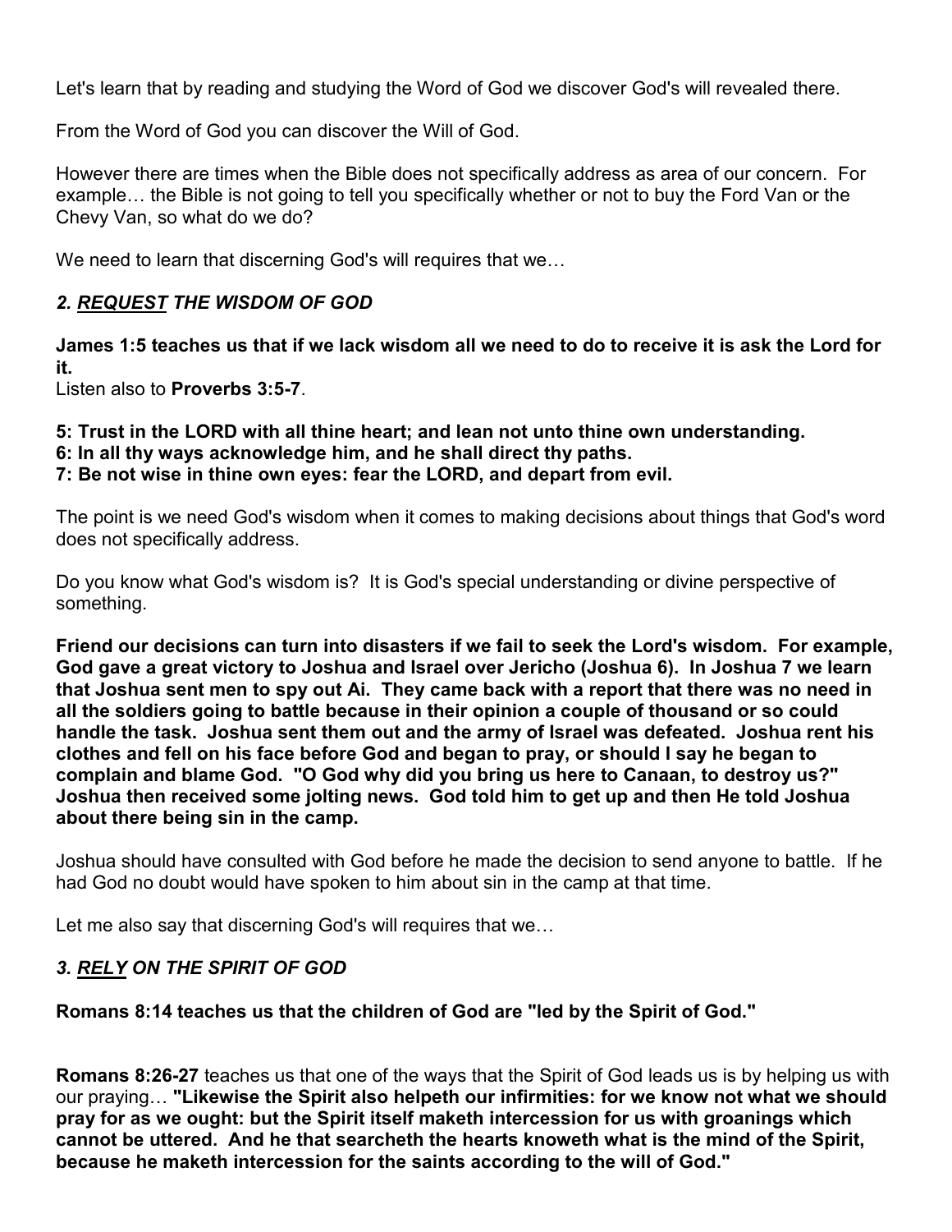Let's learn that by reading and studying the Word of God we discover God's will revealed there.

From the Word of God you can discover the Will of God.

However there are times when the Bible does not specifically address as area of our concern. For example… the Bible is not going to tell you specifically whether or not to buy the Ford Van or the Chevy Van, so what do we do?

We need to learn that discerning God's will requires that we…

### *2. <u>REQUEST</u> THE WISDOM OF GOD*

**James 1:5 teaches us that if we lack wisdom all we need to do to receive it is ask the Lord for it.**
Listen also to **Proverbs 3:5-7**.

**5: Trust in the LORD with all thine heart; and lean not unto thine own understanding.**
**6: In all thy ways acknowledge him, and he shall direct thy paths.**
**7: Be not wise in thine own eyes: fear the LORD, and depart from evil.**

The point is we need God's wisdom when it comes to making decisions about things that God's word does not specifically address.

Do you know what God's wisdom is? It is God's special understanding or divine perspective of something.

**Friend our decisions can turn into disasters if we fail to seek the Lord's wisdom. For example, God gave a great victory to Joshua and Israel over Jericho (Joshua 6). In Joshua 7 we learn that Joshua sent men to spy out Ai. They came back with a report that there was no need in all the soldiers going to battle because in their opinion a couple of thousand or so could handle the task. Joshua sent them out and the army of Israel was defeated. Joshua rent his clothes and fell on his face before God and began to pray, or should I say he began to complain and blame God. "O God why did you bring us here to Canaan, to destroy us?" Joshua then received some jolting news. God told him to get up and then He told Joshua about there being sin in the camp.**

Joshua should have consulted with God before he made the decision to send anyone to battle. If he had God no doubt would have spoken to him about sin in the camp at that time.

Let me also say that discerning God's will requires that we…

### *3. <u>RELY</u> ON THE SPIRIT OF GOD*

**Romans 8:14 teaches us that the children of God are "led by the Spirit of God."**

**Romans 8:26-27** teaches us that one of the ways that the Spirit of God leads us is by helping us with our praying… **"Likewise the Spirit also helpeth our infirmities: for we know not what we should pray for as we ought: but the Spirit itself maketh intercession for us with groanings which cannot be uttered. And he that searcheth the hearts knoweth what is the mind of the Spirit, because he maketh intercession for the saints according to the will of God."**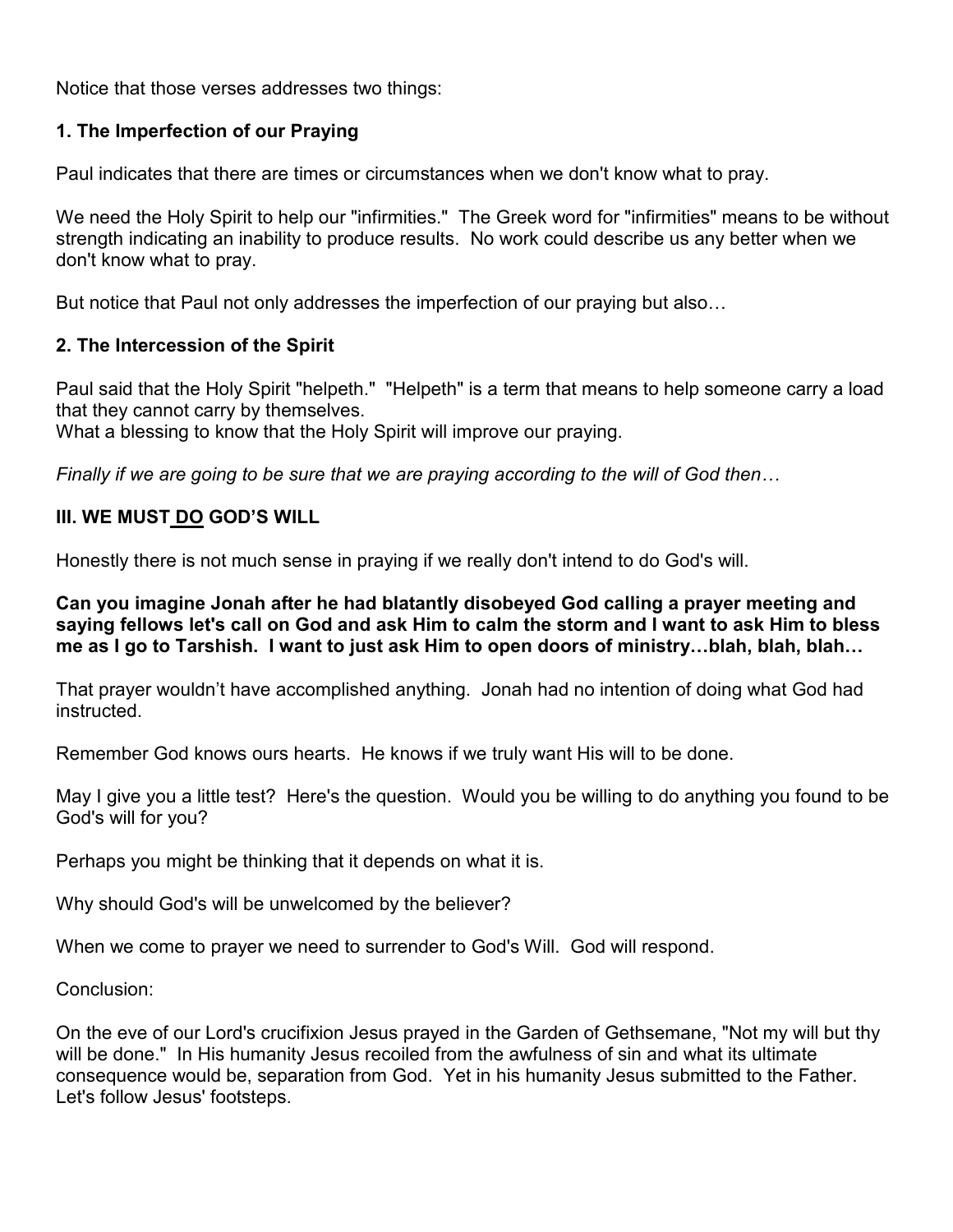Notice that those verses addresses two things:

**1. The Imperfection of our Praying**

Paul indicates that there are times or circumstances when we don't know what to pray.

We need the Holy Spirit to help our "infirmities." The Greek word for "infirmities" means to be without strength indicating an inability to produce results. No work could describe us any better when we don't know what to pray.

But notice that Paul not only addresses the imperfection of our praying but also…

**2. The Intercession of the Spirit**

Paul said that the Holy Spirit "helpeth." "Helpeth" is a term that means to help someone carry a load that they cannot carry by themselves.
What a blessing to know that the Holy Spirit will improve our praying.

*Finally if we are going to be sure that we are praying according to the will of God then…*

**III. WE MUST <u>DO</u> GOD'S WILL**

Honestly there is not much sense in praying if we really don't intend to do God's will.

**Can you imagine Jonah after he had blatantly disobeyed God calling a prayer meeting and saying fellows let's call on God and ask Him to calm the storm and I want to ask Him to bless me as I go to Tarshish. I want to just ask Him to open doors of ministry…blah, blah, blah…**

That prayer wouldn't have accomplished anything. Jonah had no intention of doing what God had instructed.

Remember God knows ours hearts. He knows if we truly want His will to be done.

May I give you a little test? Here's the question. Would you be willing to do anything you found to be God's will for you?

Perhaps you might be thinking that it depends on what it is.

Why should God's will be unwelcomed by the believer?

When we come to prayer we need to surrender to God's Will. God will respond.

Conclusion:

On the eve of our Lord's crucifixion Jesus prayed in the Garden of Gethsemane, "Not my will but thy will be done." In His humanity Jesus recoiled from the awfulness of sin and what its ultimate consequence would be, separation from God. Yet in his humanity Jesus submitted to the Father. Let's follow Jesus' footsteps.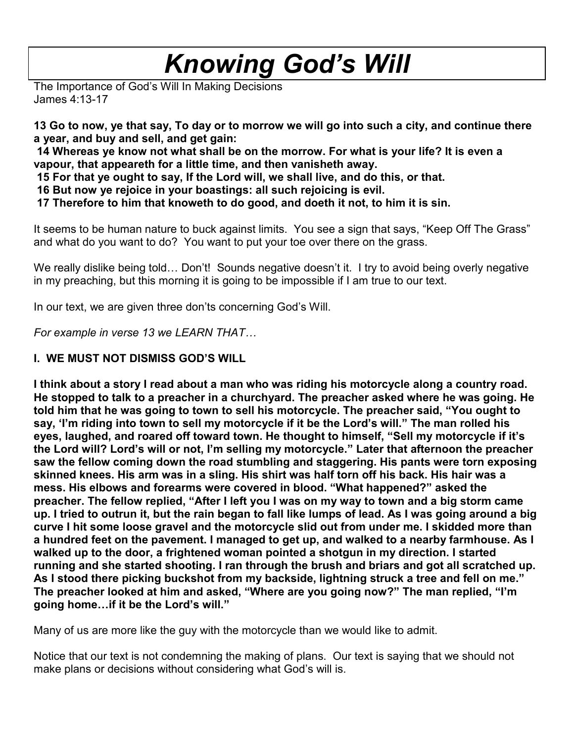# *Knowing God's Will*

The Importance of God's Will In Making Decisions
James 4:13-17

**13 Go to now, ye that say, To day or to morrow we will go into such a city, and continue there a year, and buy and sell, and get gain:**
**14 Whereas ye know not what shall be on the morrow. For what is your life? It is even a vapour, that appeareth for a little time, and then vanisheth away.**
**15 For that ye ought to say, If the Lord will, we shall live, and do this, or that.**
**16 But now ye rejoice in your boastings: all such rejoicing is evil.**
**17 Therefore to him that knoweth to do good, and doeth it not, to him it is sin.**

It seems to be human nature to buck against limits. You see a sign that says, "Keep Off The Grass" and what do you want to do? You want to put your toe over there on the grass.

We really dislike being told… Don't! Sounds negative doesn't it. I try to avoid being overly negative in my preaching, but this morning it is going to be impossible if I am true to our text.

In our text, we are given three don'ts concerning God's Will.

*For example in verse 13 we LEARN THAT…*

**I. WE MUST NOT DISMISS GOD'S WILL**

**I think about a story I read about a man who was riding his motorcycle along a country road. He stopped to talk to a preacher in a churchyard. The preacher asked where he was going. He told him that he was going to town to sell his motorcycle. The preacher said, "You ought to say, 'I'm riding into town to sell my motorcycle if it be the Lord's will." The man rolled his eyes, laughed, and roared off toward town. He thought to himself, "Sell my motorcycle if it's the Lord will? Lord's will or not, I'm selling my motorcycle." Later that afternoon the preacher saw the fellow coming down the road stumbling and staggering. His pants were torn exposing skinned knees. His arm was in a sling. His shirt was half torn off his back. His hair was a mess. His elbows and forearms were covered in blood. "What happened?" asked the preacher. The fellow replied, "After I left you I was on my way to town and a big storm came up. I tried to outrun it, but the rain began to fall like lumps of lead. As I was going around a big curve I hit some loose gravel and the motorcycle slid out from under me. I skidded more than a hundred feet on the pavement. I managed to get up, and walked to a nearby farmhouse. As I walked up to the door, a frightened woman pointed a shotgun in my direction. I started running and she started shooting. I ran through the brush and briars and got all scratched up. As I stood there picking buckshot from my backside, lightning struck a tree and fell on me." The preacher looked at him and asked, "Where are you going now?" The man replied, "I'm going home…if it be the Lord's will."**

Many of us are more like the guy with the motorcycle than we would like to admit.

Notice that our text is not condemning the making of plans. Our text is saying that we should not make plans or decisions without considering what God's will is.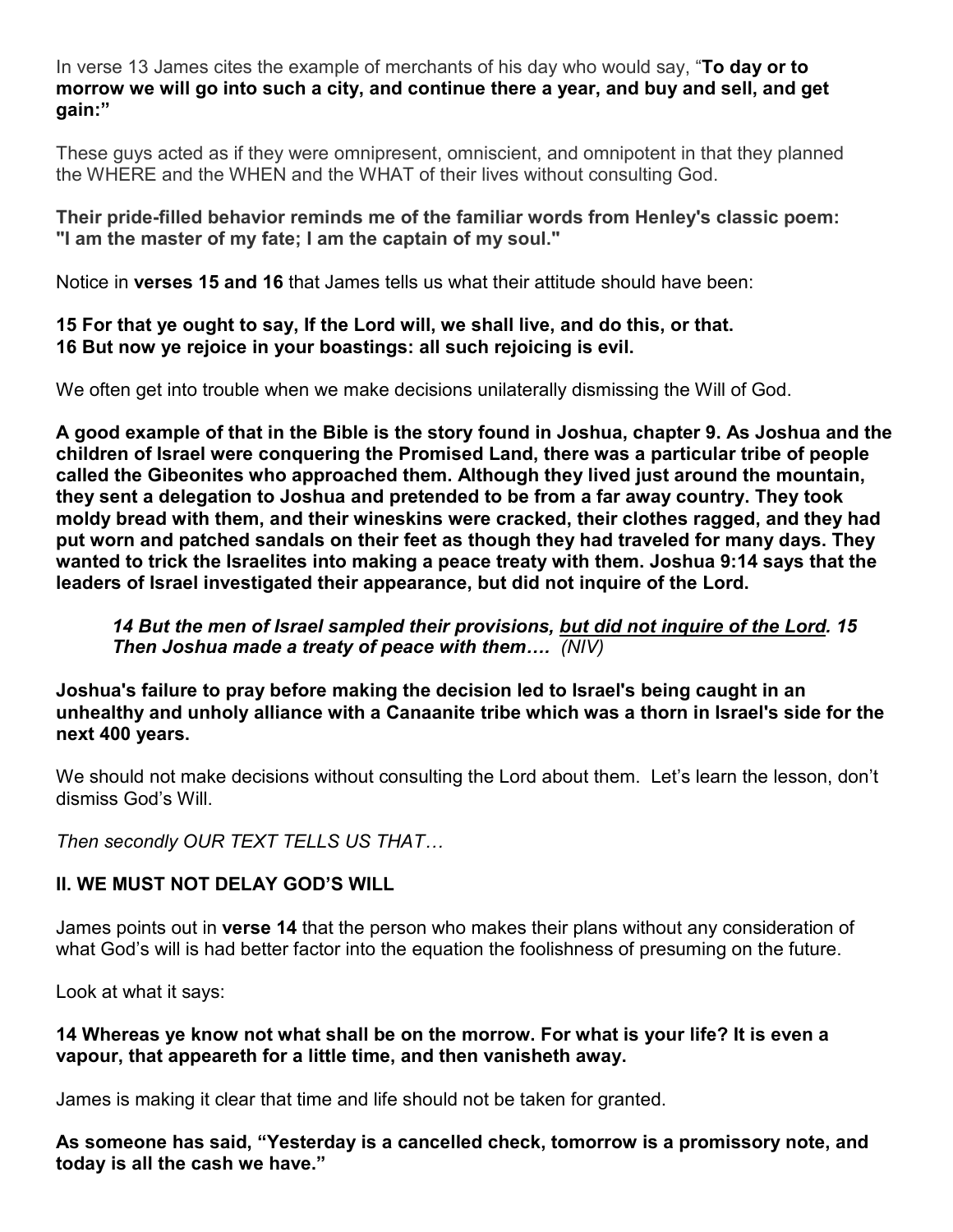In verse 13 James cites the example of merchants of his day who would say, "**To day or to morrow we will go into such a city, and continue there a year, and buy and sell, and get gain:"**

These guys acted as if they were omnipresent, omniscient, and omnipotent in that they planned the WHERE and the WHEN and the WHAT of their lives without consulting God.

**Their pride-filled behavior reminds me of the familiar words from Henley's classic poem: "I am the master of my fate; I am the captain of my soul."**

Notice in **verses 15 and 16** that James tells us what their attitude should have been:

**15 For that ye ought to say, If the Lord will, we shall live, and do this, or that.**
**16 But now ye rejoice in your boastings: all such rejoicing is evil.**

We often get into trouble when we make decisions unilaterally dismissing the Will of God.

**A good example of that in the Bible is the story found in Joshua, chapter 9. As Joshua and the children of Israel were conquering the Promised Land, there was a particular tribe of people called the Gibeonites who approached them. Although they lived just around the mountain, they sent a delegation to Joshua and pretended to be from a far away country. They took moldy bread with them, and their wineskins were cracked, their clothes ragged, and they had put worn and patched sandals on their feet as though they had traveled for many days. They wanted to trick the Israelites into making a peace treaty with them. Joshua 9:14 says that the leaders of Israel investigated their appearance, but did not inquire of the Lord.**

> ***14 But the men of Israel sampled their provisions, <u>but did not inquire of the Lord</u>. 15 Then Joshua made a treaty of peace with them….*** *(NIV)*

**Joshua's failure to pray before making the decision led to Israel's being caught in an unhealthy and unholy alliance with a Canaanite tribe which was a thorn in Israel's side for the next 400 years.**

We should not make decisions without consulting the Lord about them. Let's learn the lesson, don't dismiss God's Will.

*Then secondly OUR TEXT TELLS US THAT…*

**II. WE MUST NOT DELAY GOD'S WILL**

James points out in **verse 14** that the person who makes their plans without any consideration of what God's will is had better factor into the equation the foolishness of presuming on the future.

Look at what it says:

**14 Whereas ye know not what shall be on the morrow. For what is your life? It is even a vapour, that appeareth for a little time, and then vanisheth away.**

James is making it clear that time and life should not be taken for granted.

**As someone has said, "Yesterday is a cancelled check, tomorrow is a promissory note, and today is all the cash we have."**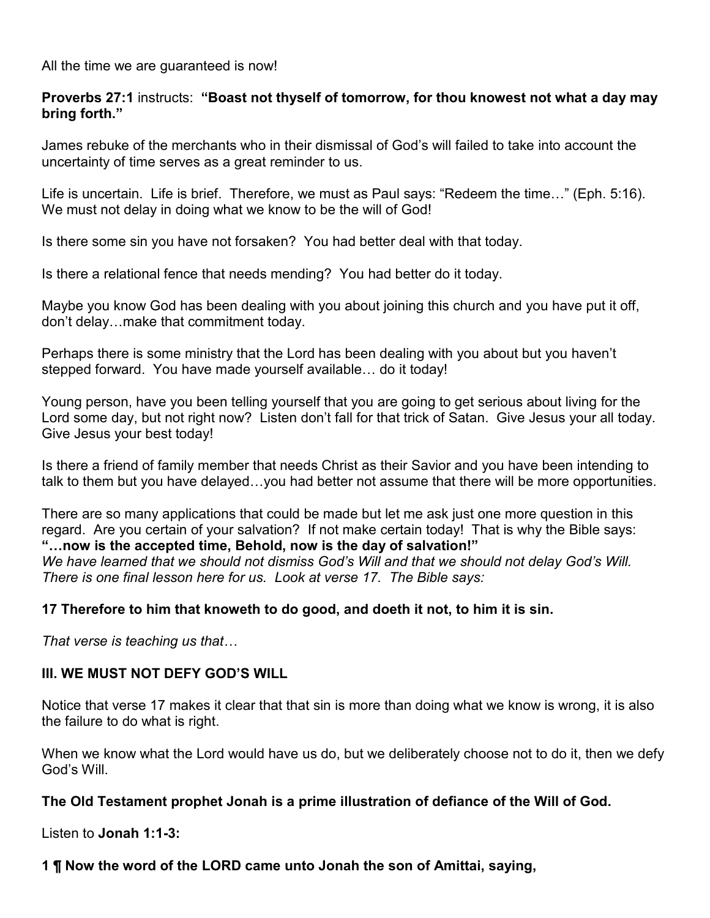All the time we are guaranteed is now!

**Proverbs 27:1** instructs: **"Boast not thyself of tomorrow, for thou knowest not what a day may bring forth."**

James rebuke of the merchants who in their dismissal of God's will failed to take into account the uncertainty of time serves as a great reminder to us.

Life is uncertain. Life is brief. Therefore, we must as Paul says: "Redeem the time…" (Eph. 5:16). We must not delay in doing what we know to be the will of God!

Is there some sin you have not forsaken? You had better deal with that today.

Is there a relational fence that needs mending? You had better do it today.

Maybe you know God has been dealing with you about joining this church and you have put it off, don't delay…make that commitment today.

Perhaps there is some ministry that the Lord has been dealing with you about but you haven't stepped forward. You have made yourself available… do it today!

Young person, have you been telling yourself that you are going to get serious about living for the Lord some day, but not right now? Listen don't fall for that trick of Satan. Give Jesus your all today. Give Jesus your best today!

Is there a friend of family member that needs Christ as their Savior and you have been intending to talk to them but you have delayed…you had better not assume that there will be more opportunities.

There are so many applications that could be made but let me ask just one more question in this regard. Are you certain of your salvation? If not make certain today! That is why the Bible says: **"…now is the accepted time, Behold, now is the day of salvation!"**
*We have learned that we should not dismiss God's Will and that we should not delay God's Will. There is one final lesson here for us. Look at verse 17. The Bible says:*

**17 Therefore to him that knoweth to do good, and doeth it not, to him it is sin.**

*That verse is teaching us that…*

**III. WE MUST NOT DEFY GOD'S WILL**

Notice that verse 17 makes it clear that that sin is more than doing what we know is wrong, it is also the failure to do what is right.

When we know what the Lord would have us do, but we deliberately choose not to do it, then we defy God's Will.

**The Old Testament prophet Jonah is a prime illustration of defiance of the Will of God.**

Listen to **Jonah 1:1-3:**

**1 ¶ Now the word of the LORD came unto Jonah the son of Amittai, saying,**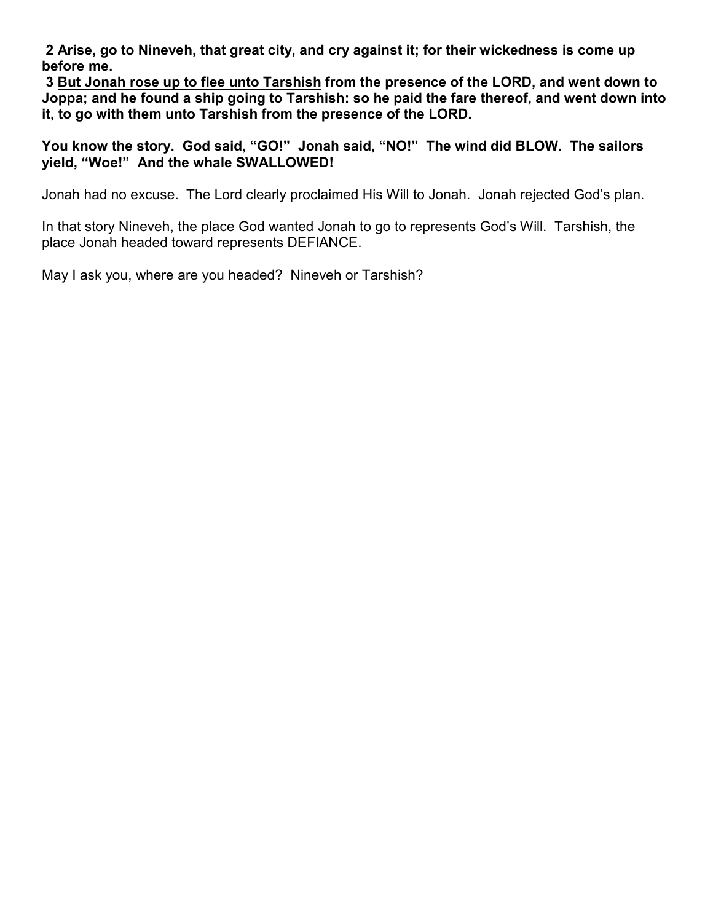**2 Arise, go to Nineveh, that great city, and cry against it; for their wickedness is come up before me.**

**3 <u>But Jonah rose up to flee unto Tarshish</u> from the presence of the LORD, and went down to Joppa; and he found a ship going to Tarshish: so he paid the fare thereof, and went down into it, to go with them unto Tarshish from the presence of the LORD.**

**You know the story. God said, "GO!" Jonah said, "NO!" The wind did BLOW. The sailors yield, "Woe!" And the whale SWALLOWED!**

Jonah had no excuse. The Lord clearly proclaimed His Will to Jonah. Jonah rejected God's plan.

In that story Nineveh, the place God wanted Jonah to go to represents God's Will. Tarshish, the place Jonah headed toward represents DEFIANCE.

May I ask you, where are you headed? Nineveh or Tarshish?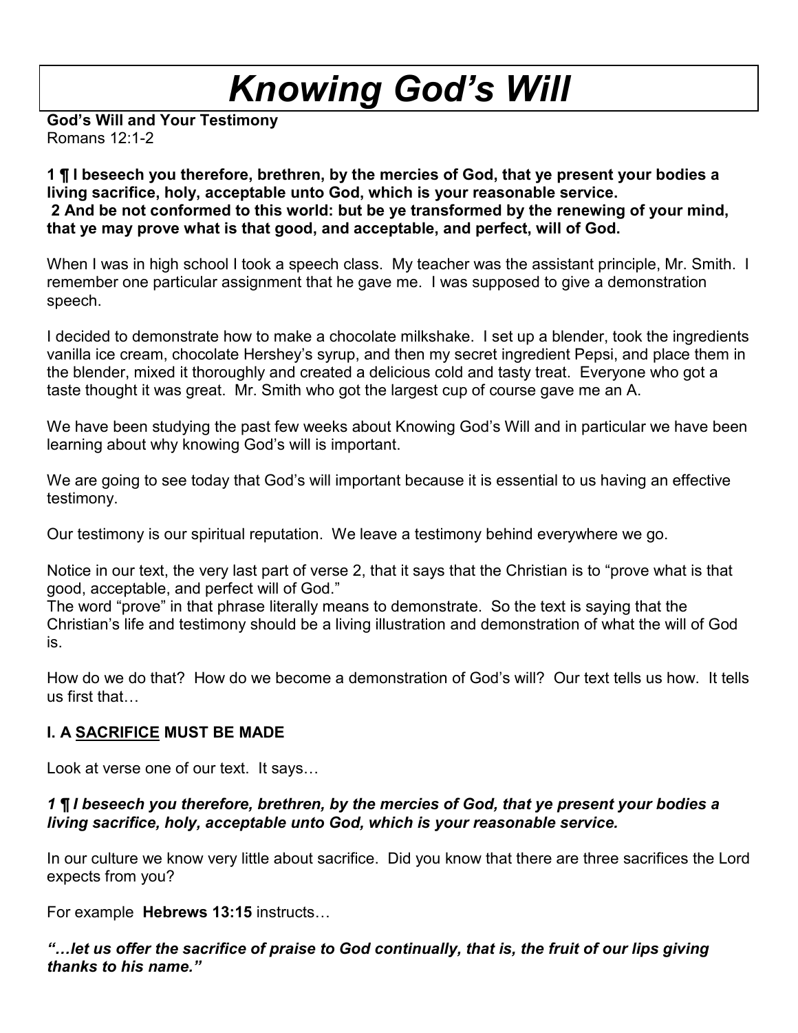# Knowing God's Will

**God's Will and Your Testimony**
Romans 12:1-2

**1 ¶ I beseech you therefore, brethren, by the mercies of God, that ye present your bodies a living sacrifice, holy, acceptable unto God, which is your reasonable service.**
**2 And be not conformed to this world: but be ye transformed by the renewing of your mind, that ye may prove what is that good, and acceptable, and perfect, will of God.**

When I was in high school I took a speech class. My teacher was the assistant principle, Mr. Smith. I remember one particular assignment that he gave me. I was supposed to give a demonstration speech.

I decided to demonstrate how to make a chocolate milkshake. I set up a blender, took the ingredients vanilla ice cream, chocolate Hershey's syrup, and then my secret ingredient Pepsi, and place them in the blender, mixed it thoroughly and created a delicious cold and tasty treat. Everyone who got a taste thought it was great. Mr. Smith who got the largest cup of course gave me an A.

We have been studying the past few weeks about Knowing God's Will and in particular we have been learning about why knowing God's will is important.

We are going to see today that God's will important because it is essential to us having an effective testimony.

Our testimony is our spiritual reputation. We leave a testimony behind everywhere we go.

Notice in our text, the very last part of verse 2, that it says that the Christian is to "prove what is that good, acceptable, and perfect will of God."
The word "prove" in that phrase literally means to demonstrate. So the text is saying that the Christian's life and testimony should be a living illustration and demonstration of what the will of God is.

How do we do that? How do we become a demonstration of God's will? Our text tells us how. It tells us first that…

### I. A <u>SACRIFICE</u> MUST BE MADE

Look at verse one of our text. It says…

***1 ¶ I beseech you therefore, brethren, by the mercies of God, that ye present your bodies a living sacrifice, holy, acceptable unto God, which is your reasonable service.***

In our culture we know very little about sacrifice. Did you know that there are three sacrifices the Lord expects from you?

For example **Hebrews 13:15** instructs…

***"…let us offer the sacrifice of praise to God continually, that is, the fruit of our lips giving thanks to his name."***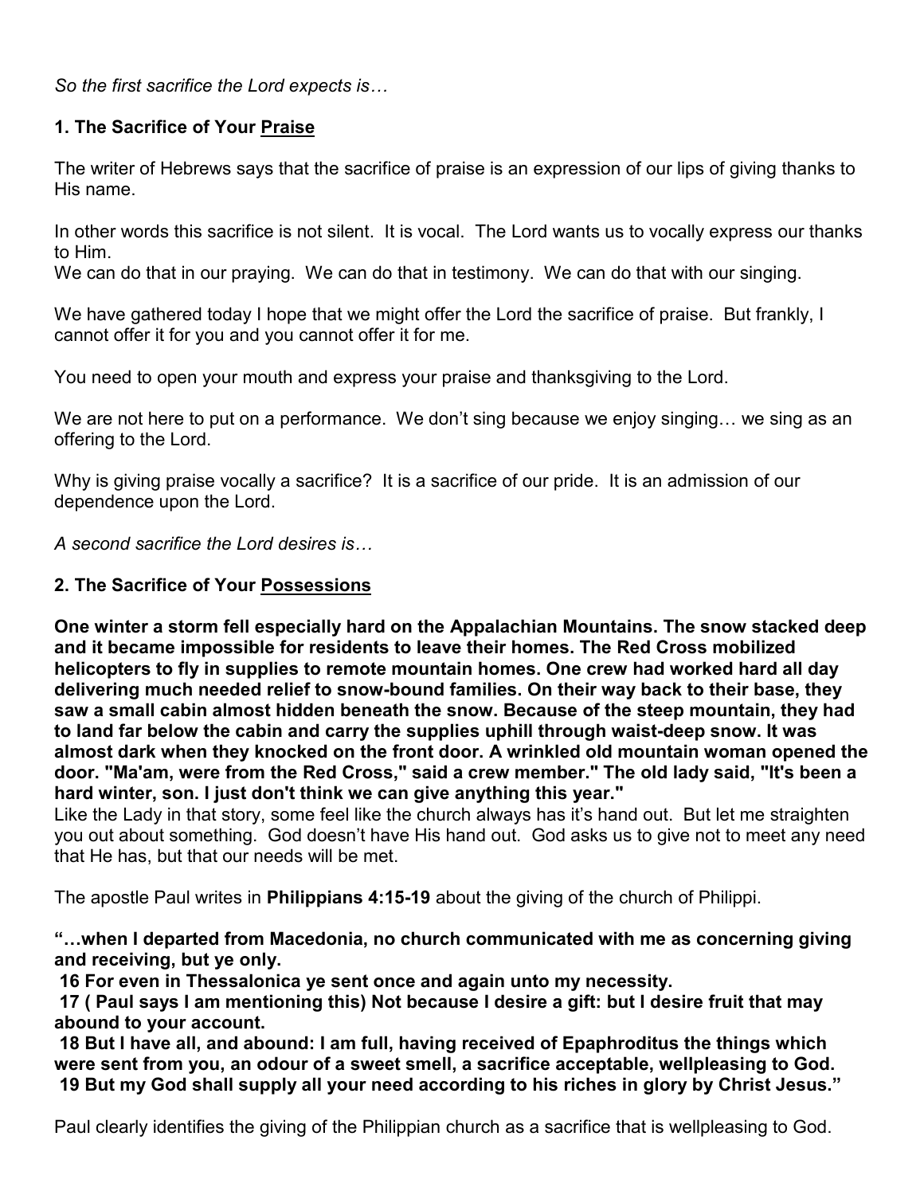*So the first sacrifice the Lord expects is…*

**1. The Sacrifice of Your <u>Praise</u>**

The writer of Hebrews says that the sacrifice of praise is an expression of our lips of giving thanks to His name.

In other words this sacrifice is not silent. It is vocal. The Lord wants us to vocally express our thanks to Him.
We can do that in our praying. We can do that in testimony. We can do that with our singing.

We have gathered today I hope that we might offer the Lord the sacrifice of praise. But frankly, I cannot offer it for you and you cannot offer it for me.

You need to open your mouth and express your praise and thanksgiving to the Lord.

We are not here to put on a performance. We don't sing because we enjoy singing… we sing as an offering to the Lord.

Why is giving praise vocally a sacrifice? It is a sacrifice of our pride. It is an admission of our dependence upon the Lord.

*A second sacrifice the Lord desires is…*

**2. The Sacrifice of Your <u>Possessions</u>**

**One winter a storm fell especially hard on the Appalachian Mountains. The snow stacked deep and it became impossible for residents to leave their homes. The Red Cross mobilized helicopters to fly in supplies to remote mountain homes. One crew had worked hard all day delivering much needed relief to snow-bound families. On their way back to their base, they saw a small cabin almost hidden beneath the snow. Because of the steep mountain, they had to land far below the cabin and carry the supplies uphill through waist-deep snow. It was almost dark when they knocked on the front door. A wrinkled old mountain woman opened the door. "Ma'am, were from the Red Cross," said a crew member." The old lady said, "It's been a hard winter, son. I just don't think we can give anything this year."**
Like the Lady in that story, some feel like the church always has it's hand out. But let me straighten you out about something. God doesn't have His hand out. God asks us to give not to meet any need that He has, but that our needs will be met.

The apostle Paul writes in **Philippians 4:15-19** about the giving of the church of Philippi.

**"…when I departed from Macedonia, no church communicated with me as concerning giving and receiving, but ye only.**
**16 For even in Thessalonica ye sent once and again unto my necessity.**
**17 ( Paul says I am mentioning this) Not because I desire a gift: but I desire fruit that may abound to your account.**
**18 But I have all, and abound: I am full, having received of Epaphroditus the things which were sent from you, an odour of a sweet smell, a sacrifice acceptable, wellpleasing to God.**
**19 But my God shall supply all your need according to his riches in glory by Christ Jesus."**

Paul clearly identifies the giving of the Philippian church as a sacrifice that is wellpleasing to God.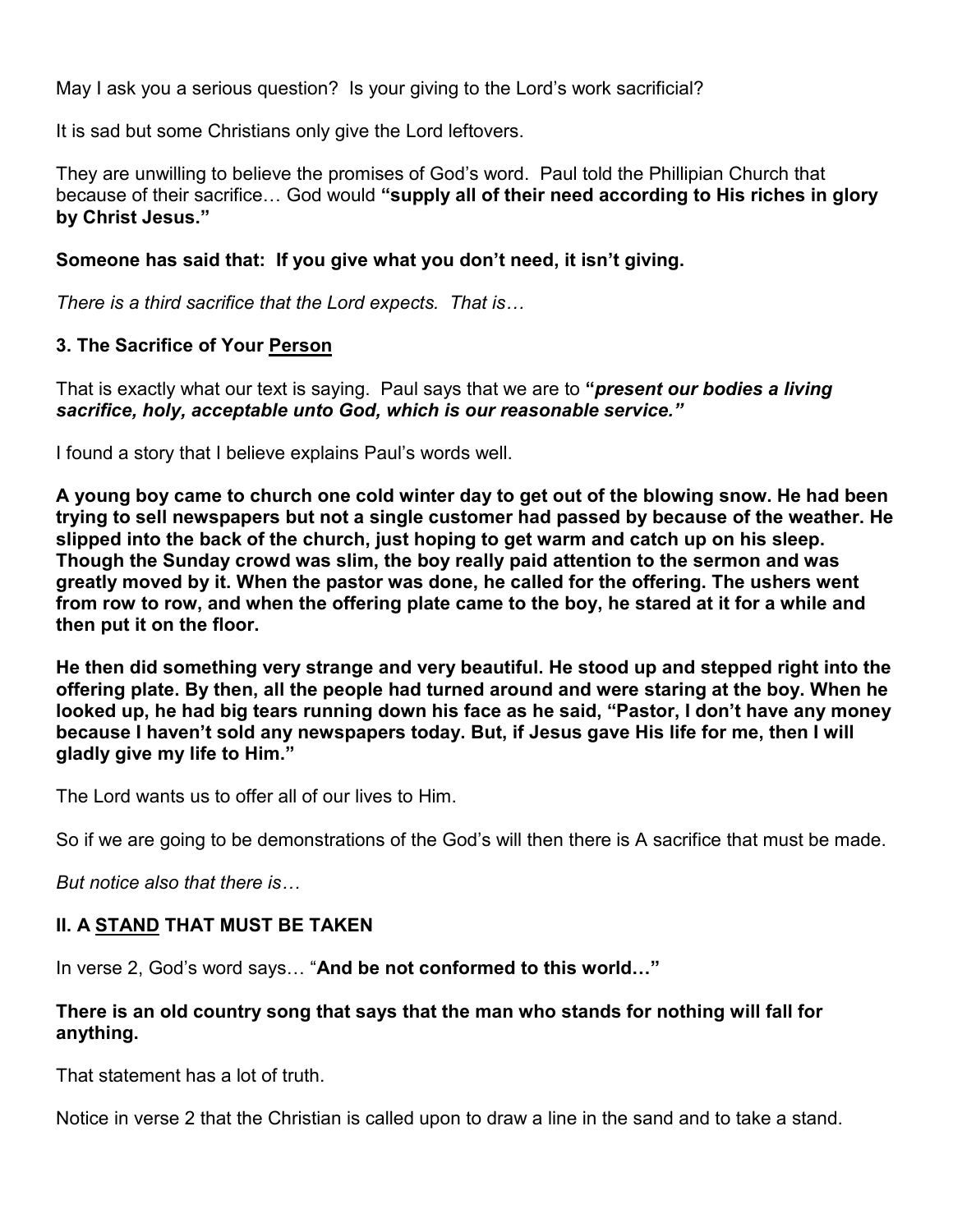May I ask you a serious question? Is your giving to the Lord's work sacrificial?

It is sad but some Christians only give the Lord leftovers.

They are unwilling to believe the promises of God's word. Paul told the Phillipian Church that because of their sacrifice… God would **"supply all of their need according to His riches in glory by Christ Jesus."**

**Someone has said that: If you give what you don't need, it isn't giving.**

*There is a third sacrifice that the Lord expects. That is…*

### 3. The Sacrifice of Your <u>Person</u>

That is exactly what our text is saying. Paul says that we are to **"*present our bodies a living sacrifice, holy, acceptable unto God, which is our reasonable service."***

I found a story that I believe explains Paul's words well.

**A young boy came to church one cold winter day to get out of the blowing snow. He had been trying to sell newspapers but not a single customer had passed by because of the weather. He slipped into the back of the church, just hoping to get warm and catch up on his sleep. Though the Sunday crowd was slim, the boy really paid attention to the sermon and was greatly moved by it. When the pastor was done, he called for the offering. The ushers went from row to row, and when the offering plate came to the boy, he stared at it for a while and then put it on the floor.**

**He then did something very strange and very beautiful. He stood up and stepped right into the offering plate. By then, all the people had turned around and were staring at the boy. When he looked up, he had big tears running down his face as he said, "Pastor, I don't have any money because I haven't sold any newspapers today. But, if Jesus gave His life for me, then I will gladly give my life to Him."**

The Lord wants us to offer all of our lives to Him.

So if we are going to be demonstrations of the God's will then there is A sacrifice that must be made.

*But notice also that there is…*

## II. A <u>STAND</u> THAT MUST BE TAKEN

In verse 2, God's word says… "**And be not conformed to this world…"**

**There is an old country song that says that the man who stands for nothing will fall for anything.**

That statement has a lot of truth.

Notice in verse 2 that the Christian is called upon to draw a line in the sand and to take a stand.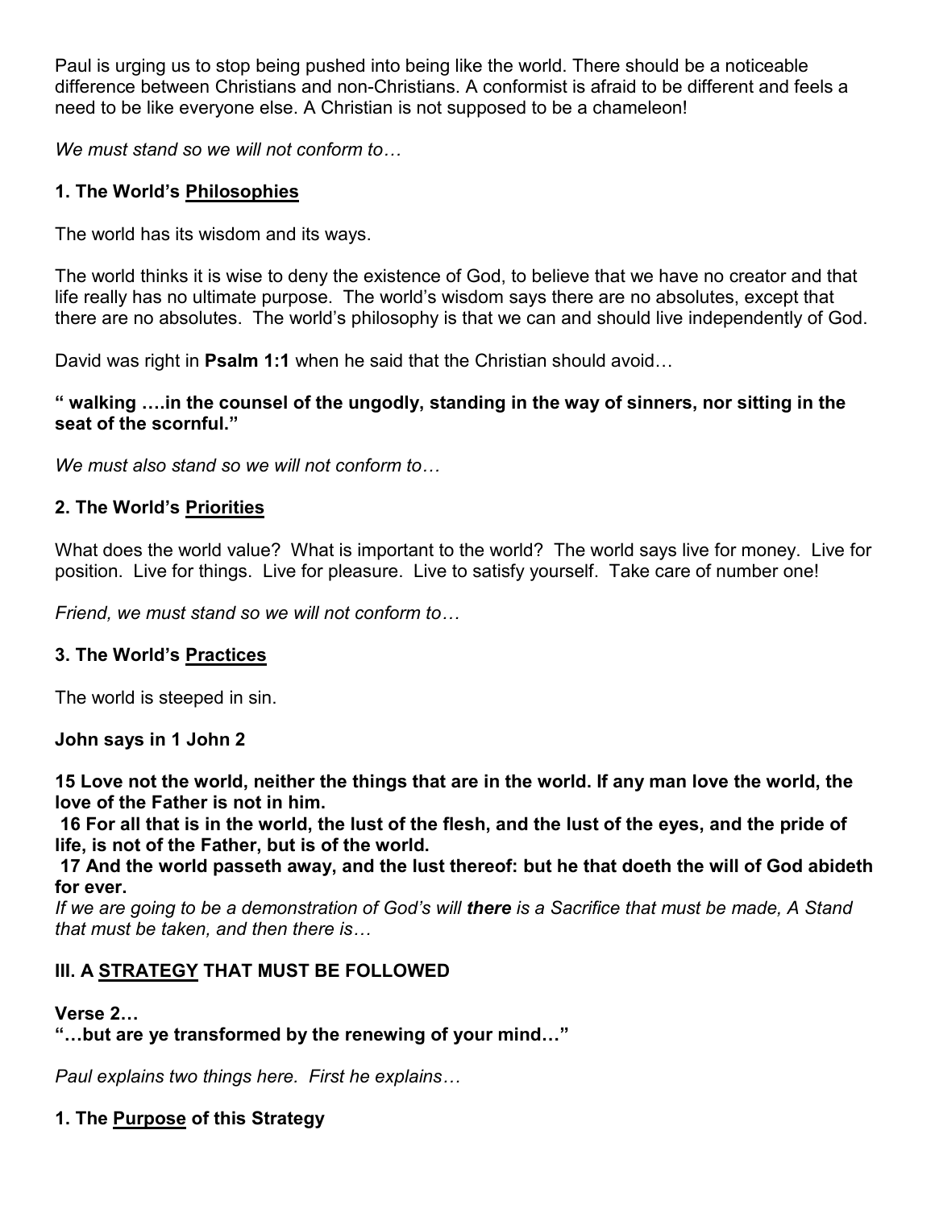Paul is urging us to stop being pushed into being like the world. There should be a noticeable difference between Christians and non-Christians. A conformist is afraid to be different and feels a need to be like everyone else. A Christian is not supposed to be a chameleon!

*We must stand so we will not conform to…*

**1. The World's <u>Philosophies</u>**

The world has its wisdom and its ways.

The world thinks it is wise to deny the existence of God, to believe that we have no creator and that life really has no ultimate purpose. The world's wisdom says there are no absolutes, except that there are no absolutes. The world's philosophy is that we can and should live independently of God.

David was right in **Psalm 1:1** when he said that the Christian should avoid…

**" walking ….in the counsel of the ungodly, standing in the way of sinners, nor sitting in the seat of the scornful."**

*We must also stand so we will not conform to…*

**2. The World's <u>Priorities</u>**

What does the world value? What is important to the world? The world says live for money. Live for position. Live for things. Live for pleasure. Live to satisfy yourself. Take care of number one!

*Friend, we must stand so we will not conform to…*

**3. The World's <u>Practices</u>**

The world is steeped in sin.

**John says in 1 John 2**

**15 Love not the world, neither the things that are in the world. If any man love the world, the love of the Father is not in him.**

**16 For all that is in the world, the lust of the flesh, and the lust of the eyes, and the pride of life, is not of the Father, but is of the world.**

**17 And the world passeth away, and the lust thereof: but he that doeth the will of God abideth for ever.**

*If we are going to be a demonstration of God's will **there** is a Sacrifice that must be made, A Stand that must be taken, and then there is…*

**III. A <u>STRATEGY</u> THAT MUST BE FOLLOWED**

**Verse 2…**

**"…but are ye transformed by the renewing of your mind…"**

*Paul explains two things here. First he explains…*

**1. The <u>Purpose</u> of this Strategy**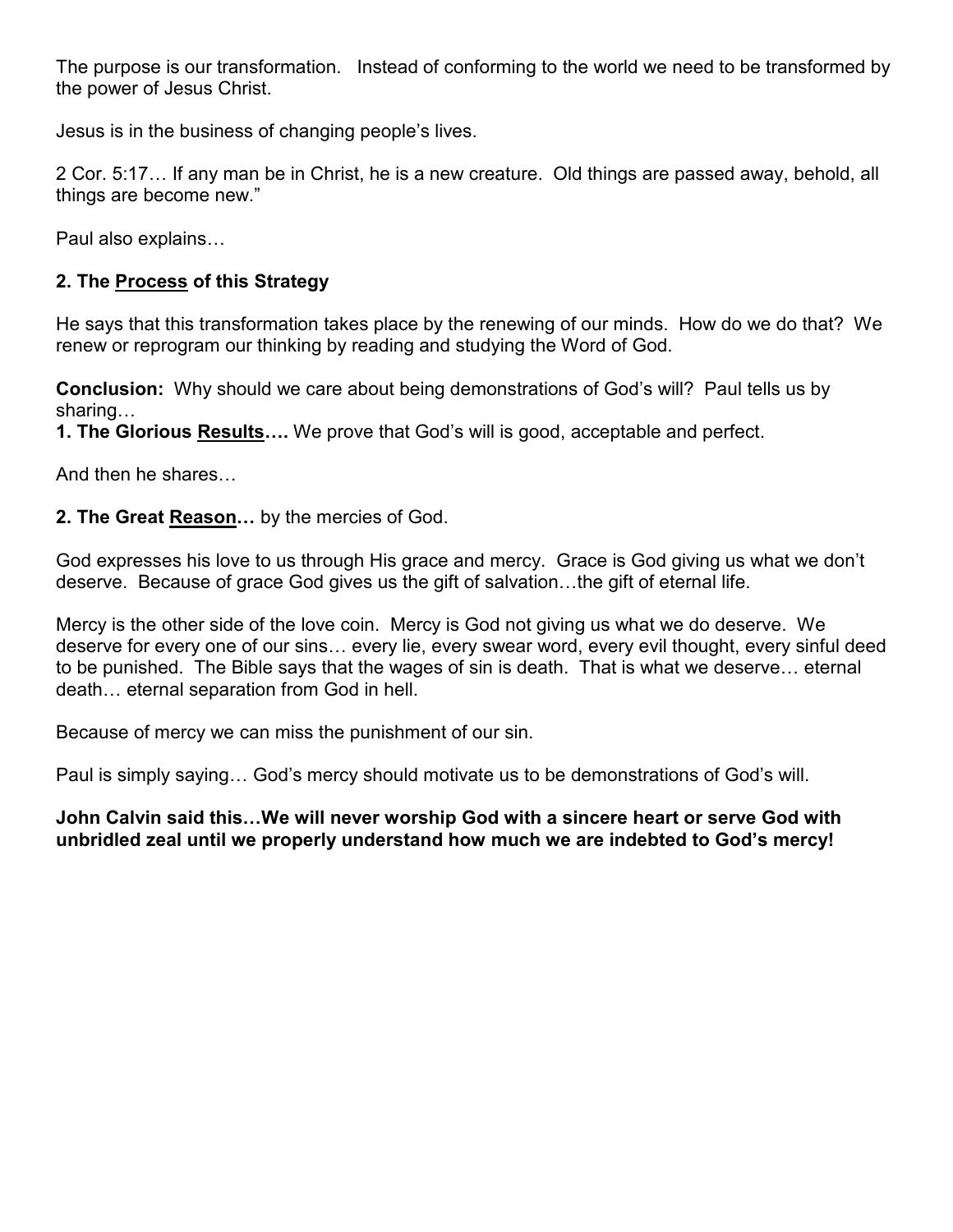The purpose is our transformation. Instead of conforming to the world we need to be transformed by the power of Jesus Christ.

Jesus is in the business of changing people's lives.

2 Cor. 5:17… If any man be in Christ, he is a new creature. Old things are passed away, behold, all things are become new."

Paul also explains…

**2. The <u>Process</u> of this Strategy**

He says that this transformation takes place by the renewing of our minds. How do we do that? We renew or reprogram our thinking by reading and studying the Word of God.

**Conclusion:** Why should we care about being demonstrations of God's will? Paul tells us by sharing…
**1. The Glorious <u>Results</u>….** We prove that God's will is good, acceptable and perfect.

And then he shares…

**2. The Great <u>Reason</u>…** by the mercies of God.

God expresses his love to us through His grace and mercy. Grace is God giving us what we don't deserve. Because of grace God gives us the gift of salvation…the gift of eternal life.

Mercy is the other side of the love coin. Mercy is God not giving us what we do deserve. We deserve for every one of our sins… every lie, every swear word, every evil thought, every sinful deed to be punished. The Bible says that the wages of sin is death. That is what we deserve… eternal death… eternal separation from God in hell.

Because of mercy we can miss the punishment of our sin.

Paul is simply saying… God's mercy should motivate us to be demonstrations of God's will.

**John Calvin said this…We will never worship God with a sincere heart or serve God with unbridled zeal until we properly understand how much we are indebted to God's mercy!**